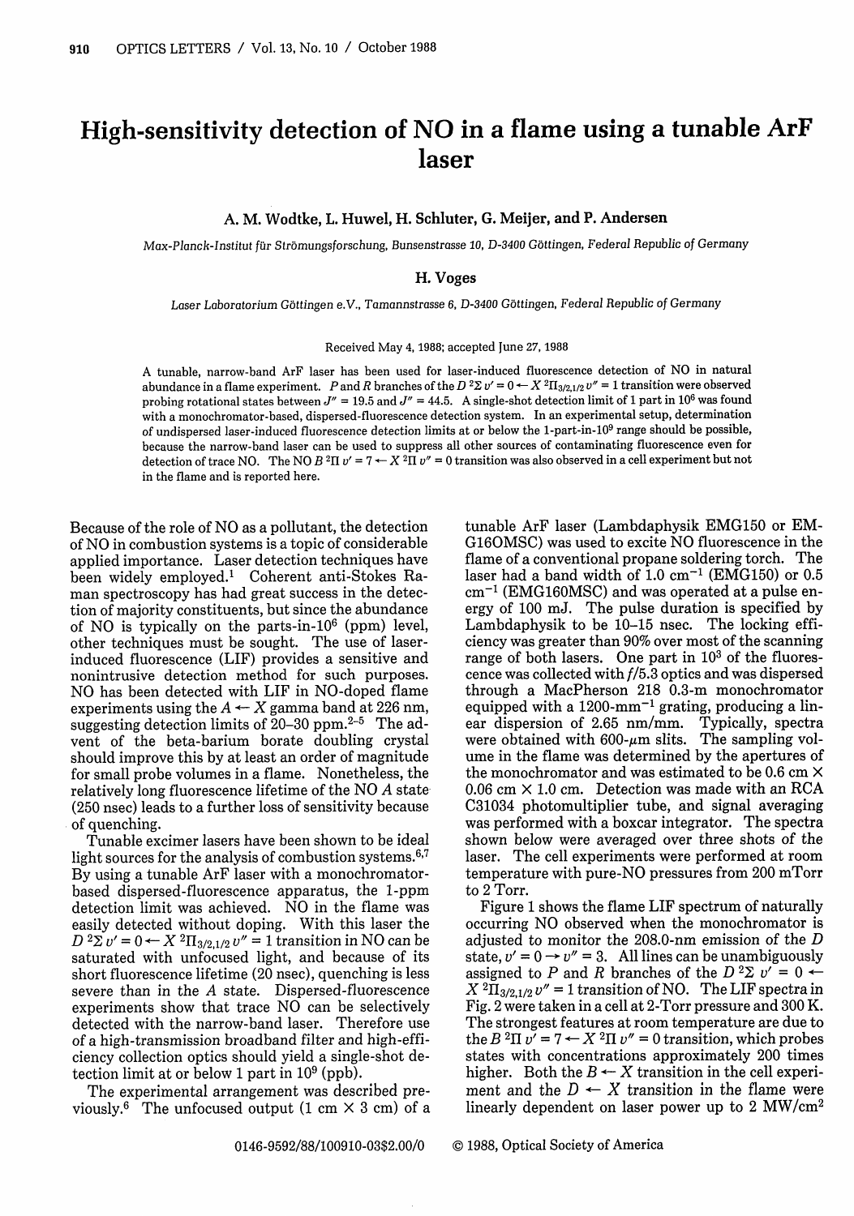# High-sensitivity detection of NO in a flame using a tunable ArF laser

A. M. Wodtke, L. Huwel, H. Schluter, G. Meijer, and P. Andersen

*Max-Planck-Institut für Strömungsforschung, Bunsenstrasse 10, D-3400 Göttingen, Federal Republic of Germany*

H. Voges

*Laser Laboratorium Göttingen e.V., Tamannstrasse 6, D-3400 Göttingen, Federal Republic of Germany*

Received May 4, 1988; accepted June 27, 1988

A tunable, narrow-band ArF laser has been used for laser-induced fluorescence detection of NO in natural abundance in a flame experiment. *P* and *R* branches of the $D\,^2\Sigma\, v' = 0 \leftarrow X\,^2\Pi_{3/2,1/2}\, v'' = 1$ transition were observed probing rotational states between $J'' = 19.5$ and $J'' = 44.5$. A single-shot detection limit of 1 part in $10^6$ was found with a monochromator-based, dispersed-fluorescence detection system. In an experimental setup, determination of undispersed laser-induced fluorescence detection limits at or below the 1-part-in-$10^9$ range should be possible, because the narrow-band laser can be used to suppress all other sources of contaminating fluorescence even for detection of trace NO. The NO $B\,^2\Pi\, v' = 7 \leftarrow X\,^2\Pi\, v'' = 0$ transition was also observed in a cell experiment but not in the flame and is reported here.

Because of the role of NO as a pollutant, the detection of NO in combustion systems is a topic of considerable applied importance. Laser detection techniques have been widely employed.[1] Coherent anti-Stokes Raman spectroscopy has had great success in the detection of majority constituents, but since the abundance of NO is typically on the parts-in-$10^6$ (ppm) level, other techniques must be sought. The use of laser-induced fluorescence (LIF) provides a sensitive and nonintrusive detection method for such purposes. NO has been detected with LIF in NO-doped flame experiments using the $A \leftarrow X$ gamma band at 226 nm, suggesting detection limits of 20–30 ppm.[2–5] The advent of the beta-barium borate doubling crystal should improve this by at least an order of magnitude for small probe volumes in a flame. Nonetheless, the relatively long fluorescence lifetime of the NO *A* state (250 nsec) leads to a further loss of sensitivity because of quenching.

Tunable excimer lasers have been shown to be ideal light sources for the analysis of combustion systems.[6,7] By using a tunable ArF laser with a monochromator-based dispersed-fluorescence apparatus, the 1-ppm detection limit was achieved. NO in the flame was easily detected without doping. With this laser the $D\,^2\Sigma\, v' = 0 \leftarrow X\,^2\Pi_{3/2,1/2}\, v'' = 1$ transition in NO can be saturated with unfocused light, and because of its short fluorescence lifetime (20 nsec), quenching is less severe than in the *A* state. Dispersed-fluorescence experiments show that trace NO can be selectively detected with the narrow-band laser. Therefore use of a high-transmission broadband filter and high-efficiency collection optics should yield a single-shot detection limit at or below 1 part in $10^9$ (ppb).

The experimental arrangement was described previously.[6] The unfocused output (1 cm × 3 cm) of a tunable ArF laser (Lambdaphysik EMG150 or EMG160MSC) was used to excite NO fluorescence in the flame of a conventional propane soldering torch. The laser had a band width of 1.0 $cm^{-1}$ (EMG150) or 0.5 $cm^{-1}$ (EMG160MSC) and was operated at a pulse energy of 100 mJ. The pulse duration is specified by Lambdaphysik to be 10–15 nsec. The locking efficiency was greater than 90% over most of the scanning range of both lasers. One part in $10^3$ of the fluorescence was collected with *f*/5.3 optics and was dispersed through a MacPherson 218 0.3-m monochromator equipped with a 1200-$mm^{-1}$ grating, producing a linear dispersion of 2.65 nm/mm. Typically, spectra were obtained with 600-μm slits. The sampling volume in the flame was determined by the apertures of the monochromator and was estimated to be 0.6 cm × 0.06 cm × 1.0 cm. Detection was made with an RCA C31034 photomultiplier tube, and signal averaging was performed with a boxcar integrator. The spectra shown below were averaged over three shots of the laser. The cell experiments were performed at room temperature with pure-NO pressures from 200 mTorr to 2 Torr.

Figure 1 shows the flame LIF spectrum of naturally occurring NO observed when the monochromator is adjusted to monitor the 208.0-nm emission of the *D* state, $v' = 0 \rightarrow v'' = 3$. All lines can be unambiguously assigned to *P* and *R* branches of the $D\,^2\Sigma\, v' = 0 \leftarrow X\,^2\Pi_{3/2,1/2}\, v'' = 1$ transition of NO. The LIF spectra in Fig. 2 were taken in a cell at 2-Torr pressure and 300 K. The strongest features at room temperature are due to the $B\,^2\Pi\, v' = 7 \leftarrow X\,^2\Pi\, v'' = 0$ transition, which probes states with concentrations approximately 200 times higher. Both the $B \leftarrow X$ transition in the cell experiment and the $D \leftarrow X$ transition in the flame were linearly dependent on laser power up to 2 $MW/cm^2$

0146-9592/88/100910-03$2.00/0 © 1988, Optical Society of America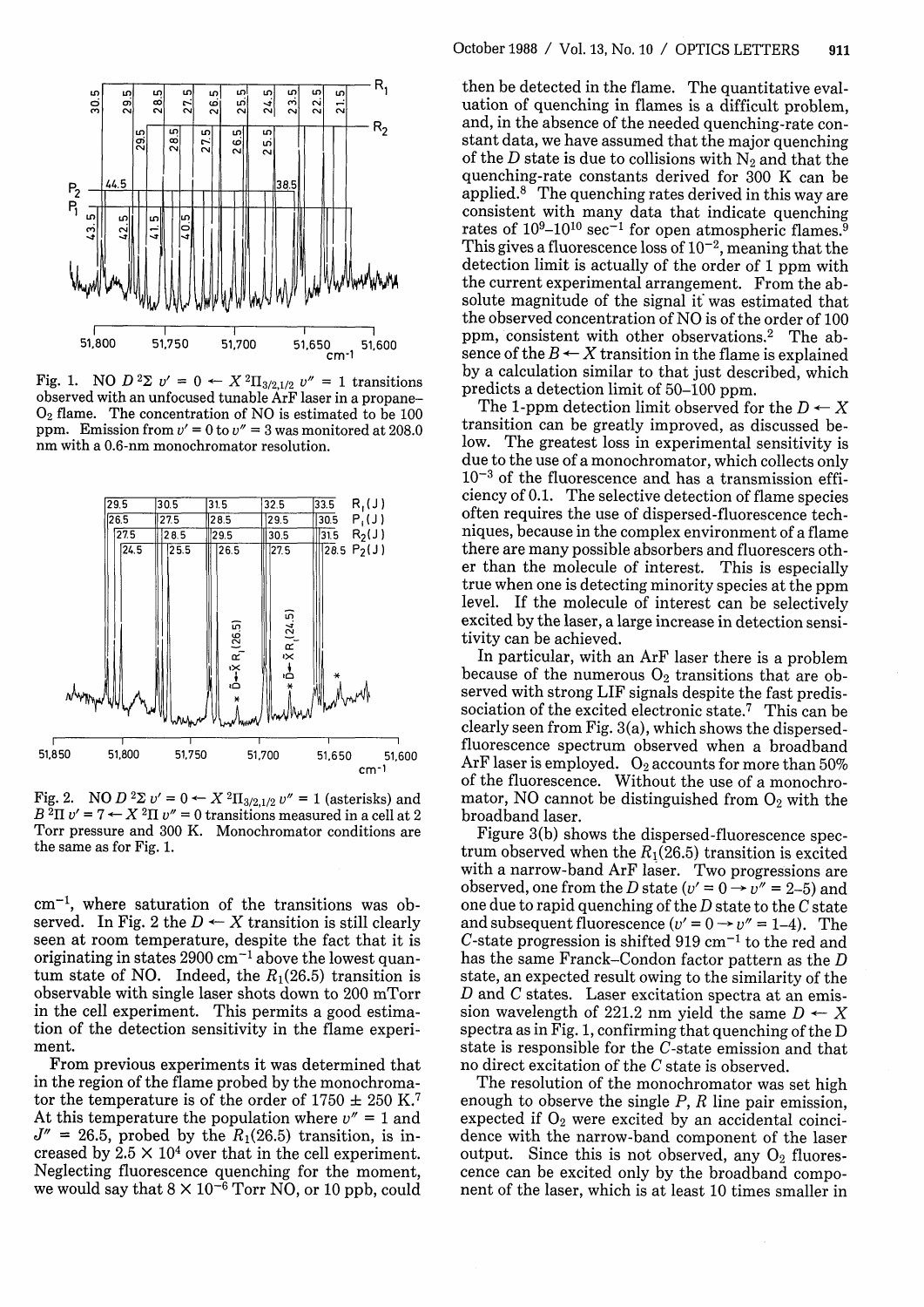Fig. 1. NO $D\,^2\Sigma$ $v' = 0 \leftarrow X\,^2\Pi_{3/2,1/2}$ $v'' = 1$ transitions observed with an unfocused tunable ArF laser in a propane–$O_2$ flame. The concentration of NO is estimated to be 100 ppm. Emission from $v' = 0$ to $v'' = 3$ was monitored at 208.0 nm with a 0.6-nm monochromator resolution.

Fig. 2. NO $D\,^2\Sigma$ $v' = 0 \leftarrow X\,^2\Pi_{3/2,1/2}$ $v'' = 1$ (asterisks) and $B\,^2\Pi$ $v' = 7 \leftarrow X\,^2\Pi$ $v'' = 0$ transitions measured in a cell at 2 Torr pressure and 300 K. Monochromator conditions are the same as for Fig. 1.

$\mathrm{cm}^{-1}$, where saturation of the transitions was observed. In Fig. 2 the $D \leftarrow X$ transition is still clearly seen at room temperature, despite the fact that it is originating in states 2900 $\mathrm{cm}^{-1}$ above the lowest quantum state of NO. Indeed, the $R_1(26.5)$ transition is observable with single laser shots down to 200 mTorr in the cell experiment. This permits a good estimation of the detection sensitivity in the flame experiment.

From previous experiments it was determined that in the region of the flame probed by the monochromator the temperature is of the order of 1750 ± 250 K.[7] At this temperature the population where $v'' = 1$ and $J'' = 26.5$, probed by the $R_1(26.5)$ transition, is increased by $2.5 \times 10^4$ over that in the cell experiment. Neglecting fluorescence quenching for the moment, we would say that $8 \times 10^{-6}$ Torr NO, or 10 ppb, could then be detected in the flame. The quantitative evaluation of quenching in flames is a difficult problem, and, in the absence of the needed quenching-rate constant data, we have assumed that the major quenching of the $D$ state is due to collisions with $N_2$ and that the quenching-rate constants derived for 300 K can be applied.[8] The quenching rates derived in this way are consistent with many data that indicate quenching rates of $10^9$–$10^{10}$ $\mathrm{sec}^{-1}$ for open atmospheric flames.[9] This gives a fluorescence loss of $10^{-2}$, meaning that the detection limit is actually of the order of 1 ppm with the current experimental arrangement. From the absolute magnitude of the signal it was estimated that the observed concentration of NO is of the order of 100 ppm, consistent with other observations.[2] The absence of the $B \leftarrow X$ transition in the flame is explained by a calculation similar to that just described, which predicts a detection limit of 50–100 ppm.

The 1-ppm detection limit observed for the $D \leftarrow X$ transition can be greatly improved, as discussed below. The greatest loss in experimental sensitivity is due to the use of a monochromator, which collects only $10^{-3}$ of the fluorescence and has a transmission efficiency of 0.1. The selective detection of flame species often requires the use of dispersed-fluorescence techniques, because in the complex environment of a flame there are many possible absorbers and fluorescers other than the molecule of interest. This is especially true when one is detecting minority species at the ppm level. If the molecule of interest can be selectively excited by the laser, a large increase in detection sensitivity can be achieved.

In particular, with an ArF laser there is a problem because of the numerous $O_2$ transitions that are observed with strong LIF signals despite the fast predissociation of the excited electronic state.[7] This can be clearly seen from Fig. 3(a), which shows the dispersed-fluorescence spectrum observed when a broadband ArF laser is employed. $O_2$ accounts for more than 50% of the fluorescence. Without the use of a monochromator, NO cannot be distinguished from $O_2$ with the broadband laser.

Figure 3(b) shows the dispersed-fluorescence spectrum observed when the $R_1(26.5)$ transition is excited with a narrow-band ArF laser. Two progressions are observed, one from the $D$ state ($v' = 0 \rightarrow v'' = 2$–5) and one due to rapid quenching of the $D$ state to the $C$ state and subsequent fluorescence ($v' = 0 \rightarrow v'' = 1$–4). The $C$-state progression is shifted 919 $\mathrm{cm}^{-1}$ to the red and has the same Franck–Condon factor pattern as the $D$ state, an expected result owing to the similarity of the $D$ and $C$ states. Laser excitation spectra at an emission wavelength of 221.2 nm yield the same $D \leftarrow X$ spectra as in Fig. 1, confirming that quenching of the D state is responsible for the $C$-state emission and that no direct excitation of the $C$ state is observed.

The resolution of the monochromator was set high enough to observe the single $P$, $R$ line pair emission, expected if $O_2$ were excited by an accidental coincidence with the narrow-band component of the laser output. Since this is not observed, any $O_2$ fluorescence can be excited only by the broadband component of the laser, which is at least 10 times smaller in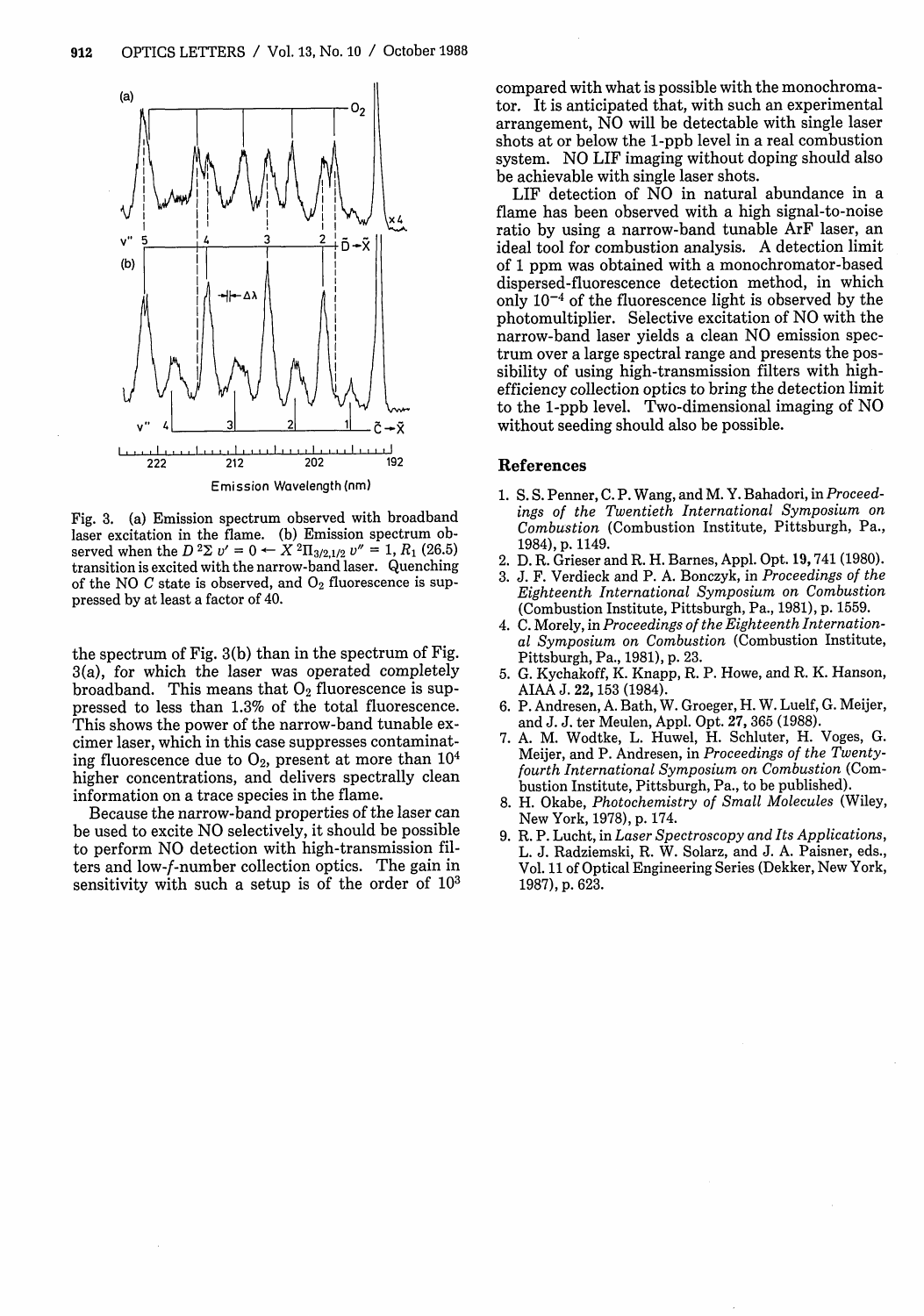(a)

$O_2$

×4

v″ 5 4 3 2 $\tilde{D}\rightarrow\tilde{X}$

(b)

Δλ

v″ 4 3 2 1 $\tilde{C}\rightarrow\tilde{X}$

222 212 202 192

Emission Wavelength (nm)

Fig. 3. (a) Emission spectrum observed with broadband laser excitation in the flame. (b) Emission spectrum observed when the $D\,^2\Sigma\; v' = 0 \leftarrow X\,^2\Pi_{3/2,1/2}\; v'' = 1$, $R_1$ (26.5) transition is excited with the narrow-band laser. Quenching of the NO $C$ state is observed, and $O_2$ fluorescence is suppressed by at least a factor of 40.

the spectrum of Fig. 3(b) than in the spectrum of Fig. 3(a), for which the laser was operated completely broadband. This means that $O_2$ fluorescence is suppressed to less than 1.3% of the total fluorescence. This shows the power of the narrow-band tunable excimer laser, which in this case suppresses contaminating fluorescence due to $O_2$, present at more than $10^4$ higher concentrations, and delivers spectrally clean information on a trace species in the flame.

Because the narrow-band properties of the laser can be used to excite NO selectively, it should be possible to perform NO detection with high-transmission filters and low-$f$-number collection optics. The gain in sensitivity with such a setup is of the order of $10^3$ compared with what is possible with the monochromator. It is anticipated that, with such an experimental arrangement, NO will be detectable with single laser shots at or below the 1-ppb level in a real combustion system. NO LIF imaging without doping should also be achievable with single laser shots.

LIF detection of NO in natural abundance in a flame has been observed with a high signal-to-noise ratio by using a narrow-band tunable ArF laser, an ideal tool for combustion analysis. A detection limit of 1 ppm was obtained with a monochromator-based dispersed-fluorescence detection method, in which only $10^{-4}$ of the fluorescence light is observed by the photomultiplier. Selective excitation of NO with the narrow-band laser yields a clean NO emission spectrum over a large spectral range and presents the possibility of using high-transmission filters with high-efficiency collection optics to bring the detection limit to the 1-ppb level. Two-dimensional imaging of NO without seeding should also be possible.

## References

1. S. S. Penner, C. P. Wang, and M. Y. Bahadori, in *Proceedings of the Twentieth International Symposium on Combustion* (Combustion Institute, Pittsburgh, Pa., 1984), p. 1149.
2. D. R. Grieser and R. H. Barnes, Appl. Opt. **19**, 741 (1980).
3. J. F. Verdieck and P. A. Bonczyk, in *Proceedings of the Eighteenth International Symposium on Combustion* (Combustion Institute, Pittsburgh, Pa., 1981), p. 1559.
4. C. Morely, in *Proceedings of the Eighteenth International Symposium on Combustion* (Combustion Institute, Pittsburgh, Pa., 1981), p. 23.
5. G. Kychakoff, K. Knapp, R. P. Howe, and R. K. Hanson, AIAA J. **22**, 153 (1984).
6. P. Andresen, A. Bath, W. Groeger, H. W. Luelf, G. Meijer, and J. J. ter Meulen, Appl. Opt. **27**, 365 (1988).
7. A. M. Wodtke, L. Huwel, H. Schluter, H. Voges, G. Meijer, and P. Andresen, in *Proceedings of the Twenty-fourth International Symposium on Combustion* (Combustion Institute, Pittsburgh, Pa., to be published).
8. H. Okabe, *Photochemistry of Small Molecules* (Wiley, New York, 1978), p. 174.
9. R. P. Lucht, in *Laser Spectroscopy and Its Applications*, L. J. Radziemski, R. W. Solarz, and J. A. Paisner, eds., Vol. 11 of Optical Engineering Series (Dekker, New York, 1987), p. 623.